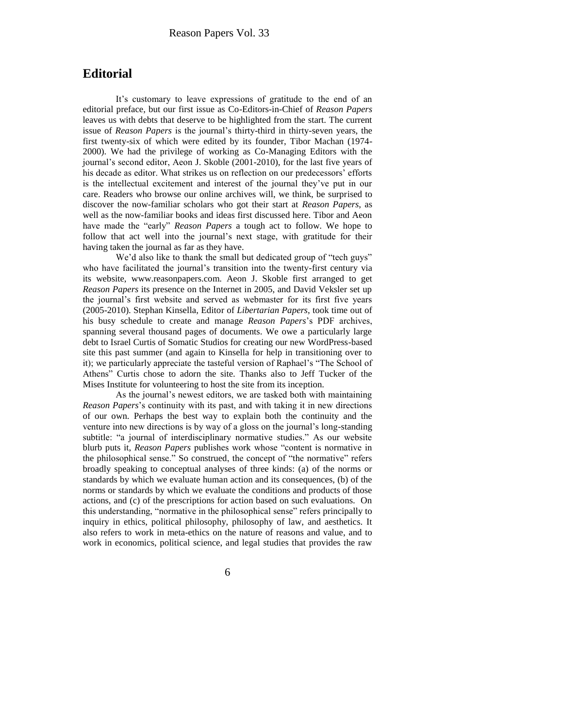# Editorial

It's customary to leave expressions of gratitude to the end of an editorial preface, but our first issue as Co-Editors-in-Chief of *Reason Papers* leaves us with debts that deserve to be highlighted from the start. The current issue of *Reason Papers* is the journal's thirty-third in thirty-seven years, the first twenty-six of which were edited by its founder, Tibor Machan (1974-2000). We had the privilege of working as Co-Managing Editors with the journal's second editor, Aeon J. Skoble (2001-2010), for the last five years of his decade as editor. What strikes us on reflection on our predecessors' efforts is the intellectual excitement and interest of the journal they've put in our care. Readers who browse our online archives will, we think, be surprised to discover the now-familiar scholars who got their start at *Reason Papers*, as well as the now-familiar books and ideas first discussed here. Tibor and Aeon have made the "early" *Reason Papers* a tough act to follow. We hope to follow that act well into the journal's next stage, with gratitude for their having taken the journal as far as they have.

We'd also like to thank the small but dedicated group of "tech guys" who have facilitated the journal's transition into the twenty-first century via its website, www.reasonpapers.com. Aeon J. Skoble first arranged to get *Reason Papers* its presence on the Internet in 2005, and David Veksler set up the journal's first website and served as webmaster for its first five years (2005-2010). Stephan Kinsella, Editor of *Libertarian Papers*, took time out of his busy schedule to create and manage *Reason Papers*'s PDF archives, spanning several thousand pages of documents. We owe a particularly large debt to Israel Curtis of Somatic Studios for creating our new WordPress-based site this past summer (and again to Kinsella for help in transitioning over to it); we particularly appreciate the tasteful version of Raphael's "The School of Athens" Curtis chose to adorn the site. Thanks also to Jeff Tucker of the Mises Institute for volunteering to host the site from its inception.

As the journal's newest editors, we are tasked both with maintaining *Reason Papers*'s continuity with its past, and with taking it in new directions of our own. Perhaps the best way to explain both the continuity and the venture into new directions is by way of a gloss on the journal's long-standing subtitle: "a journal of interdisciplinary normative studies." As our website blurb puts it, *Reason Papers* publishes work whose "content is normative in the philosophical sense." So construed, the concept of "the normative" refers broadly speaking to conceptual analyses of three kinds: (a) of the norms or standards by which we evaluate human action and its consequences, (b) of the norms or standards by which we evaluate the conditions and products of those actions, and (c) of the prescriptions for action based on such evaluations. On this understanding, "normative in the philosophical sense" refers principally to inquiry in ethics, political philosophy, philosophy of law, and aesthetics. It also refers to work in meta-ethics on the nature of reasons and value, and to work in economics, political science, and legal studies that provides the raw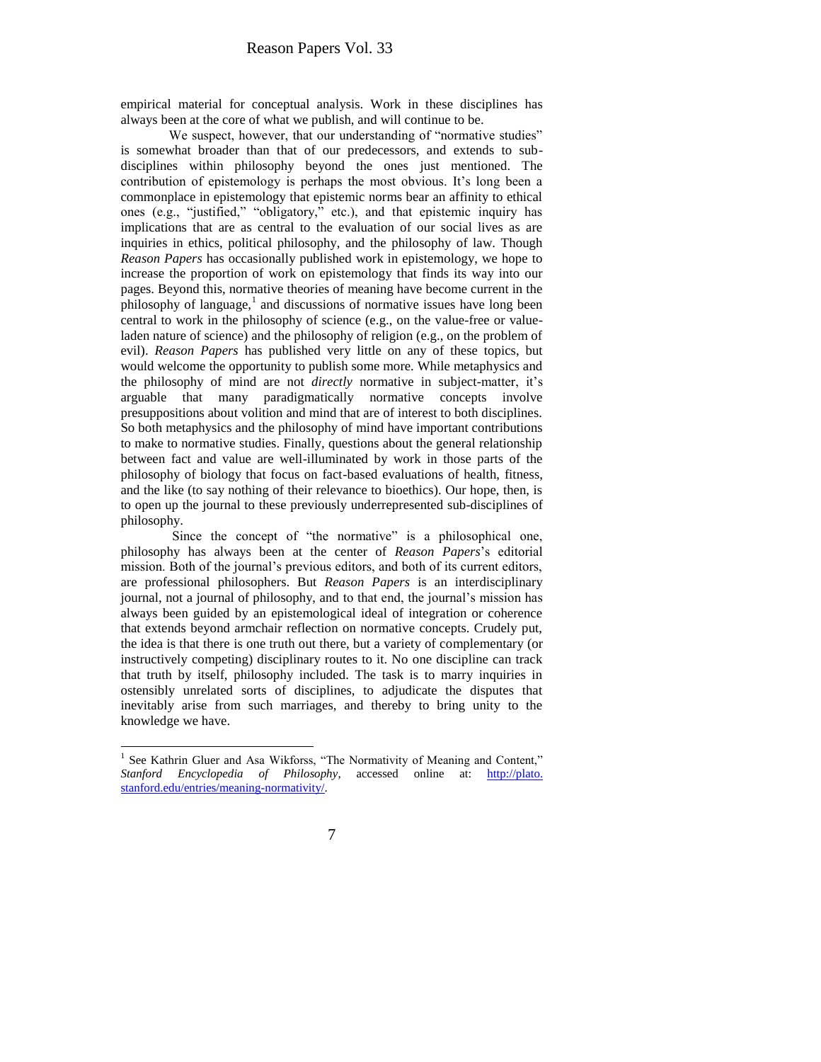empirical material for conceptual analysis. Work in these disciplines has always been at the core of what we publish, and will continue to be.

We suspect, however, that our understanding of "normative studies" is somewhat broader than that of our predecessors, and extends to sub-disciplines within philosophy beyond the ones just mentioned. The contribution of epistemology is perhaps the most obvious. It's long been a commonplace in epistemology that epistemic norms bear an affinity to ethical ones (e.g., "justified," "obligatory," etc.), and that epistemic inquiry has implications that are as central to the evaluation of our social lives as are inquiries in ethics, political philosophy, and the philosophy of law. Though *Reason Papers* has occasionally published work in epistemology, we hope to increase the proportion of work on epistemology that finds its way into our pages. Beyond this, normative theories of meaning have become current in the philosophy of language,[1] and discussions of normative issues have long been central to work in the philosophy of science (e.g., on the value-free or value-laden nature of science) and the philosophy of religion (e.g., on the problem of evil). *Reason Papers* has published very little on any of these topics, but would welcome the opportunity to publish some more. While metaphysics and the philosophy of mind are not *directly* normative in subject-matter, it's arguable that many paradigmatically normative concepts involve presuppositions about volition and mind that are of interest to both disciplines. So both metaphysics and the philosophy of mind have important contributions to make to normative studies. Finally, questions about the general relationship between fact and value are well-illuminated by work in those parts of the philosophy of biology that focus on fact-based evaluations of health, fitness, and the like (to say nothing of their relevance to bioethics). Our hope, then, is to open up the journal to these previously underrepresented sub-disciplines of philosophy.

Since the concept of "the normative" is a philosophical one, philosophy has always been at the center of *Reason Papers*'s editorial mission. Both of the journal's previous editors, and both of its current editors, are professional philosophers. But *Reason Papers* is an interdisciplinary journal, not a journal of philosophy, and to that end, the journal's mission has always been guided by an epistemological ideal of integration or coherence that extends beyond armchair reflection on normative concepts. Crudely put, the idea is that there is one truth out there, but a variety of complementary (or instructively competing) disciplinary routes to it. No one discipline can track that truth by itself, philosophy included. The task is to marry inquiries in ostensibly unrelated sorts of disciplines, to adjudicate the disputes that inevitably arise from such marriages, and thereby to bring unity to the knowledge we have.

---

[1] See Kathrin Gluer and Asa Wikforss, "The Normativity of Meaning and Content," *Stanford Encyclopedia of Philosophy*, accessed online at: http://plato.stanford.edu/entries/meaning-normativity/.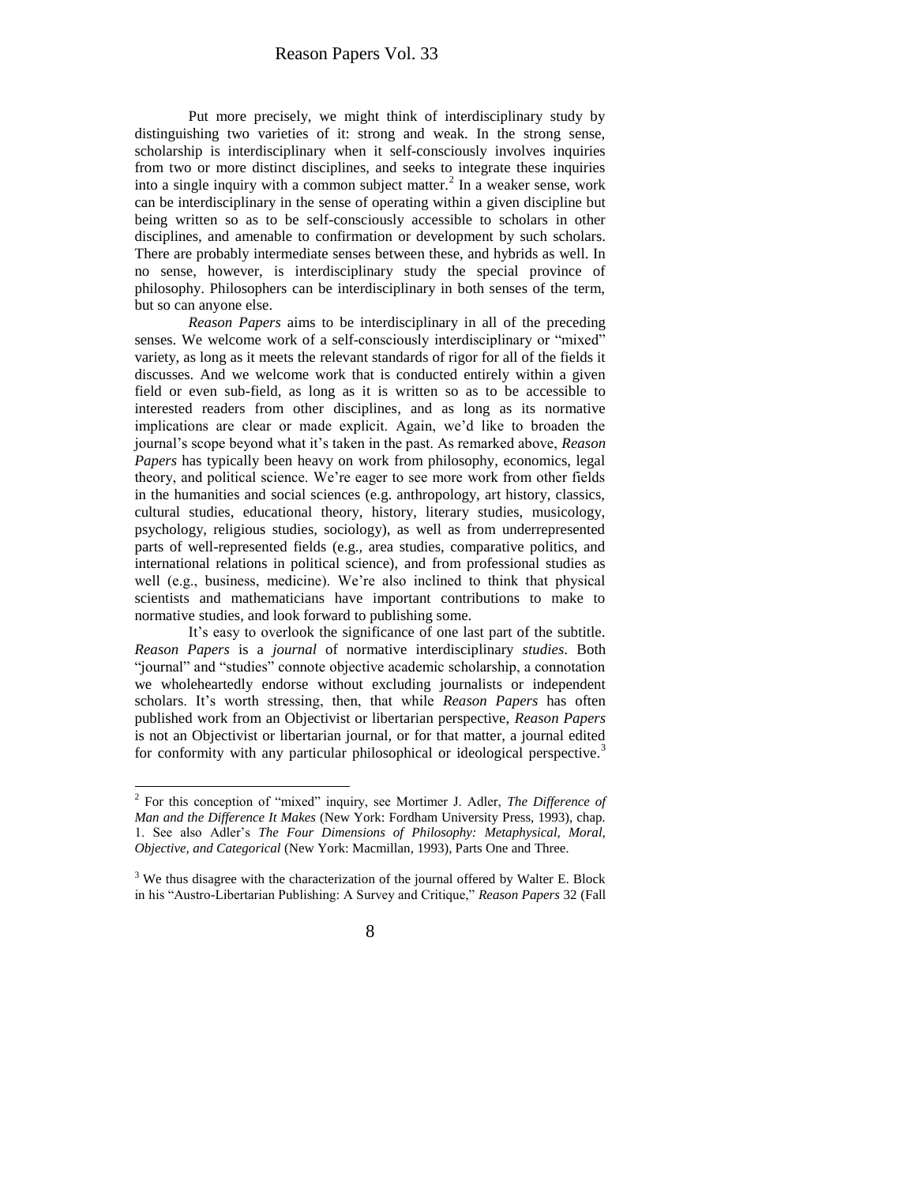Put more precisely, we might think of interdisciplinary study by distinguishing two varieties of it: strong and weak. In the strong sense, scholarship is interdisciplinary when it self-consciously involves inquiries from two or more distinct disciplines, and seeks to integrate these inquiries into a single inquiry with a common subject matter.[2] In a weaker sense, work can be interdisciplinary in the sense of operating within a given discipline but being written so as to be self-consciously accessible to scholars in other disciplines, and amenable to confirmation or development by such scholars. There are probably intermediate senses between these, and hybrids as well. In no sense, however, is interdisciplinary study the special province of philosophy. Philosophers can be interdisciplinary in both senses of the term, but so can anyone else.

*Reason Papers* aims to be interdisciplinary in all of the preceding senses. We welcome work of a self-consciously interdisciplinary or "mixed" variety, as long as it meets the relevant standards of rigor for all of the fields it discusses. And we welcome work that is conducted entirely within a given field or even sub-field, as long as it is written so as to be accessible to interested readers from other disciplines, and as long as its normative implications are clear or made explicit. Again, we'd like to broaden the journal's scope beyond what it's taken in the past. As remarked above, *Reason Papers* has typically been heavy on work from philosophy, economics, legal theory, and political science. We're eager to see more work from other fields in the humanities and social sciences (e.g. anthropology, art history, classics, cultural studies, educational theory, history, literary studies, musicology, psychology, religious studies, sociology), as well as from underrepresented parts of well-represented fields (e.g., area studies, comparative politics, and international relations in political science), and from professional studies as well (e.g., business, medicine). We're also inclined to think that physical scientists and mathematicians have important contributions to make to normative studies, and look forward to publishing some.

It's easy to overlook the significance of one last part of the subtitle. *Reason Papers* is a *journal* of normative interdisciplinary *studies*. Both "journal" and "studies" connote objective academic scholarship, a connotation we wholeheartedly endorse without excluding journalists or independent scholars. It's worth stressing, then, that while *Reason Papers* has often published work from an Objectivist or libertarian perspective, *Reason Papers* is not an Objectivist or libertarian journal, or for that matter, a journal edited for conformity with any particular philosophical or ideological perspective.[3]

---

[2] For this conception of "mixed" inquiry, see Mortimer J. Adler, *The Difference of Man and the Difference It Makes* (New York: Fordham University Press, 1993), chap. 1. See also Adler's *The Four Dimensions of Philosophy: Metaphysical, Moral, Objective, and Categorical* (New York: Macmillan, 1993), Parts One and Three.

[3] We thus disagree with the characterization of the journal offered by Walter E. Block in his "Austro-Libertarian Publishing: A Survey and Critique," *Reason Papers* 32 (Fall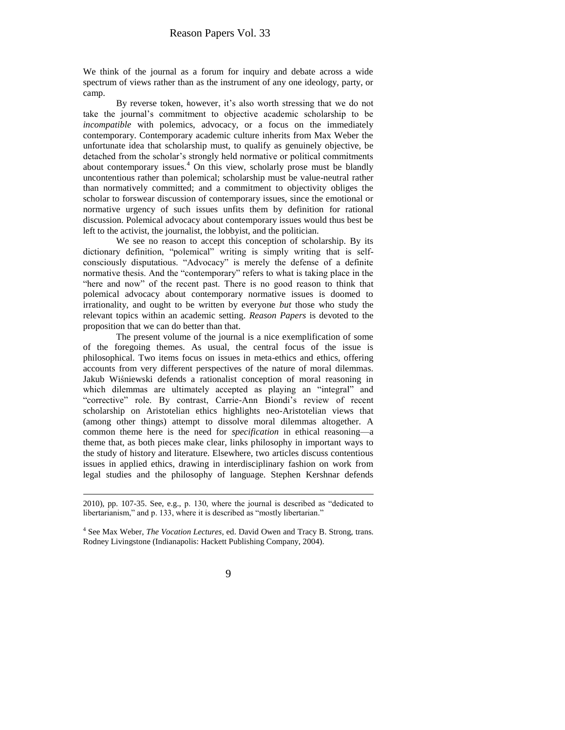We think of the journal as a forum for inquiry and debate across a wide spectrum of views rather than as the instrument of any one ideology, party, or camp.

By reverse token, however, it's also worth stressing that we do not take the journal's commitment to objective academic scholarship to be *incompatible* with polemics, advocacy, or a focus on the immediately contemporary. Contemporary academic culture inherits from Max Weber the unfortunate idea that scholarship must, to qualify as genuinely objective, be detached from the scholar's strongly held normative or political commitments about contemporary issues.[4] On this view, scholarly prose must be blandly uncontentious rather than polemical; scholarship must be value-neutral rather than normatively committed; and a commitment to objectivity obliges the scholar to forswear discussion of contemporary issues, since the emotional or normative urgency of such issues unfits them by definition for rational discussion. Polemical advocacy about contemporary issues would thus best be left to the activist, the journalist, the lobbyist, and the politician.

We see no reason to accept this conception of scholarship. By its dictionary definition, "polemical" writing is simply writing that is self-consciously disputatious. "Advocacy" is merely the defense of a definite normative thesis. And the "contemporary" refers to what is taking place in the "here and now" of the recent past. There is no good reason to think that polemical advocacy about contemporary normative issues is doomed to irrationality, and ought to be written by everyone *but* those who study the relevant topics within an academic setting. *Reason Papers* is devoted to the proposition that we can do better than that.

The present volume of the journal is a nice exemplification of some of the foregoing themes. As usual, the central focus of the issue is philosophical. Two items focus on issues in meta-ethics and ethics, offering accounts from very different perspectives of the nature of moral dilemmas. Jakub Wiśniewski defends a rationalist conception of moral reasoning in which dilemmas are ultimately accepted as playing an "integral" and "corrective" role. By contrast, Carrie-Ann Biondi's review of recent scholarship on Aristotelian ethics highlights neo-Aristotelian views that (among other things) attempt to dissolve moral dilemmas altogether. A common theme here is the need for *specification* in ethical reasoning—a theme that, as both pieces make clear, links philosophy in important ways to the study of history and literature. Elsewhere, two articles discuss contentious issues in applied ethics, drawing in interdisciplinary fashion on work from legal studies and the philosophy of language. Stephen Kershnar defends

---

2010), pp. 107-35. See, e.g., p. 130, where the journal is described as "dedicated to libertarianism," and p. 133, where it is described as "mostly libertarian."

[4] See Max Weber, *The Vocation Lectures*, ed. David Owen and Tracy B. Strong, trans. Rodney Livingstone (Indianapolis: Hackett Publishing Company, 2004).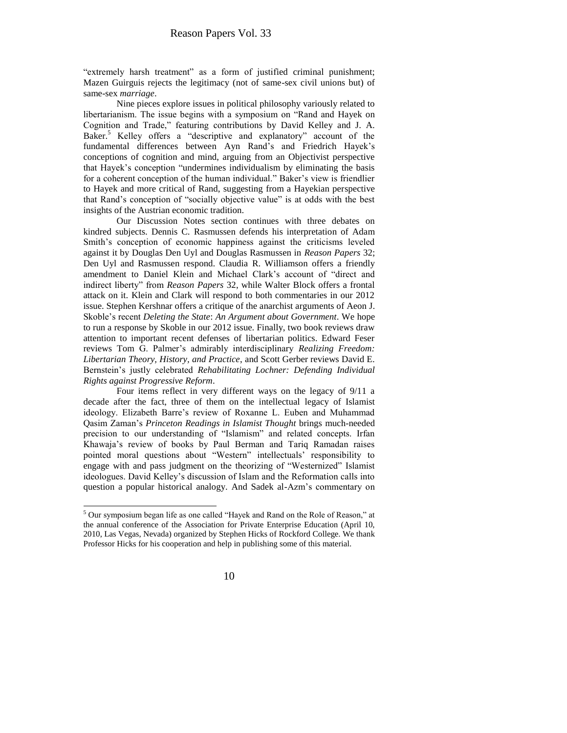"extremely harsh treatment" as a form of justified criminal punishment; Mazen Guirguis rejects the legitimacy (not of same-sex civil unions but) of same-sex *marriage*.

Nine pieces explore issues in political philosophy variously related to libertarianism. The issue begins with a symposium on "Rand and Hayek on Cognition and Trade," featuring contributions by David Kelley and J. A. Baker.[5] Kelley offers a "descriptive and explanatory" account of the fundamental differences between Ayn Rand's and Friedrich Hayek's conceptions of cognition and mind, arguing from an Objectivist perspective that Hayek's conception "undermines individualism by eliminating the basis for a coherent conception of the human individual." Baker's view is friendlier to Hayek and more critical of Rand, suggesting from a Hayekian perspective that Rand's conception of "socially objective value" is at odds with the best insights of the Austrian economic tradition.

Our Discussion Notes section continues with three debates on kindred subjects. Dennis C. Rasmussen defends his interpretation of Adam Smith's conception of economic happiness against the criticisms leveled against it by Douglas Den Uyl and Douglas Rasmussen in *Reason Papers* 32; Den Uyl and Rasmussen respond. Claudia R. Williamson offers a friendly amendment to Daniel Klein and Michael Clark's account of "direct and indirect liberty" from *Reason Papers* 32, while Walter Block offers a frontal attack on it. Klein and Clark will respond to both commentaries in our 2012 issue. Stephen Kershnar offers a critique of the anarchist arguments of Aeon J. Skoble's recent *Deleting the State*: *An Argument about Government*. We hope to run a response by Skoble in our 2012 issue. Finally, two book reviews draw attention to important recent defenses of libertarian politics. Edward Feser reviews Tom G. Palmer's admirably interdisciplinary *Realizing Freedom: Libertarian Theory, History, and Practice*, and Scott Gerber reviews David E. Bernstein's justly celebrated *Rehabilitating Lochner: Defending Individual Rights against Progressive Reform*.

Four items reflect in very different ways on the legacy of 9/11 a decade after the fact, three of them on the intellectual legacy of Islamist ideology. Elizabeth Barre's review of Roxanne L. Euben and Muhammad Qasim Zaman's *Princeton Readings in Islamist Thought* brings much-needed precision to our understanding of "Islamism" and related concepts. Irfan Khawaja's review of books by Paul Berman and Tariq Ramadan raises pointed moral questions about "Western" intellectuals' responsibility to engage with and pass judgment on the theorizing of "Westernized" Islamist ideologues. David Kelley's discussion of Islam and the Reformation calls into question a popular historical analogy. And Sadek al-Azm's commentary on

[5] Our symposium began life as one called "Hayek and Rand on the Role of Reason," at the annual conference of the Association for Private Enterprise Education (April 10, 2010, Las Vegas, Nevada) organized by Stephen Hicks of Rockford College. We thank Professor Hicks for his cooperation and help in publishing some of this material.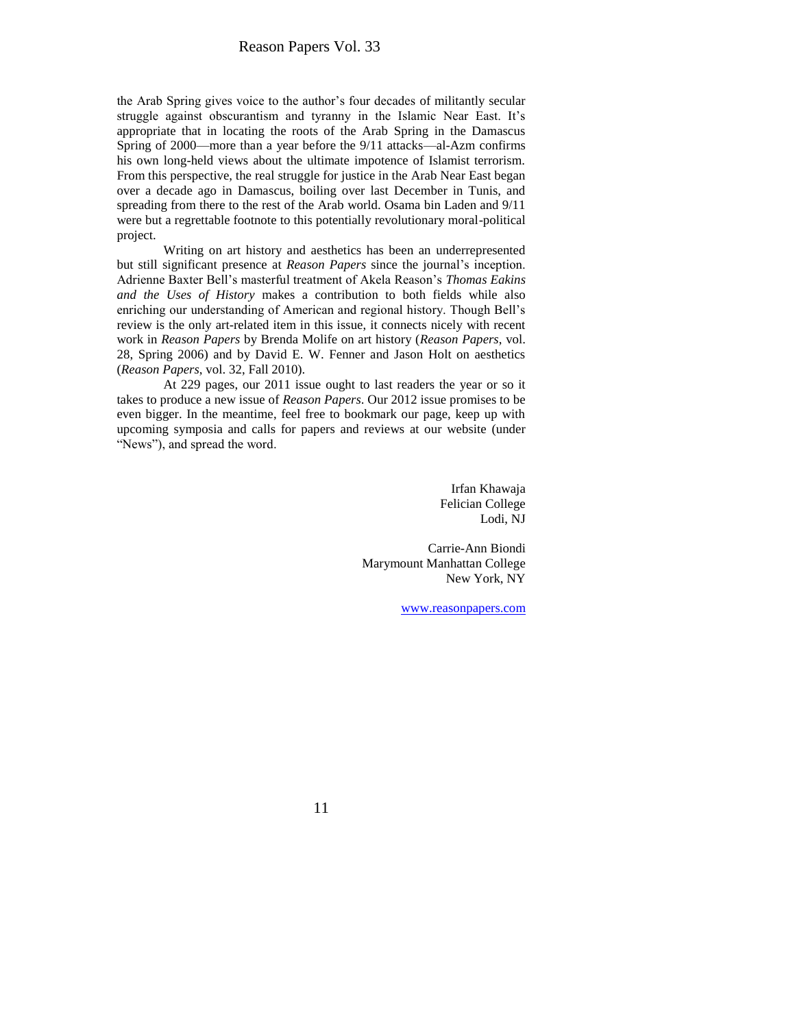the Arab Spring gives voice to the author's four decades of militantly secular struggle against obscurantism and tyranny in the Islamic Near East. It's appropriate that in locating the roots of the Arab Spring in the Damascus Spring of 2000—more than a year before the 9/11 attacks—al-Azm confirms his own long-held views about the ultimate impotence of Islamist terrorism. From this perspective, the real struggle for justice in the Arab Near East began over a decade ago in Damascus, boiling over last December in Tunis, and spreading from there to the rest of the Arab world. Osama bin Laden and 9/11 were but a regrettable footnote to this potentially revolutionary moral-political project.

Writing on art history and aesthetics has been an underrepresented but still significant presence at *Reason Papers* since the journal's inception. Adrienne Baxter Bell's masterful treatment of Akela Reason's *Thomas Eakins and the Uses of History* makes a contribution to both fields while also enriching our understanding of American and regional history. Though Bell's review is the only art-related item in this issue, it connects nicely with recent work in *Reason Papers* by Brenda Molife on art history (*Reason Papers*, vol. 28, Spring 2006) and by David E. W. Fenner and Jason Holt on aesthetics (*Reason Papers*, vol. 32, Fall 2010).

At 229 pages, our 2011 issue ought to last readers the year or so it takes to produce a new issue of *Reason Papers*. Our 2012 issue promises to be even bigger. In the meantime, feel free to bookmark our page, keep up with upcoming symposia and calls for papers and reviews at our website (under "News"), and spread the word.

Irfan Khawaja
Felician College
Lodi, NJ

Carrie-Ann Biondi
Marymount Manhattan College
New York, NY

www.reasonpapers.com